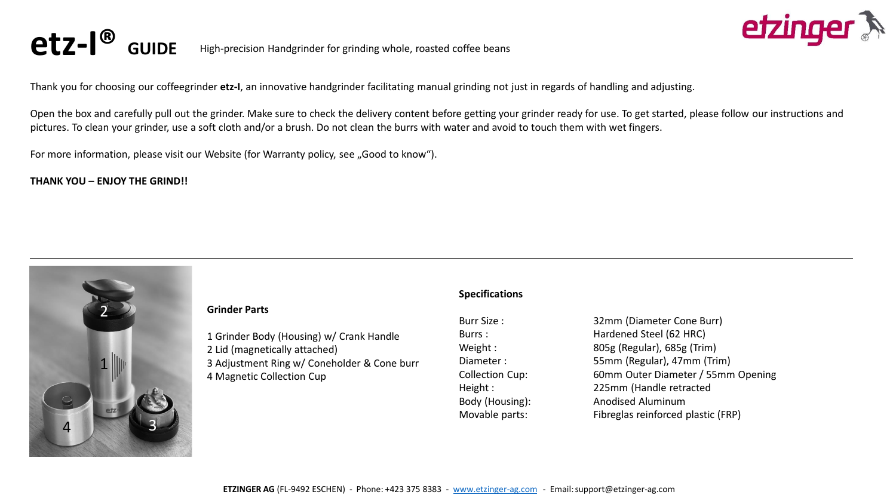# etz-I® GUIDE

High-precision Handgrinder for grinding whole, roasted coffee beans

Thank you for choosing our coffeegrinder **etz-I**, an innovative handgrinder facilitating manual grinding not just in regards of handling and adjusting.

Open the box and carefully pull out the grinder. Make sure to check the delivery content before getting your grinder ready for use. To get started, please follow our instructions and pictures. To clean your grinder, use a soft cloth and/or a brush. Do not clean the burrs with water and avoid to touch them with wet fingers.

For more information, please visit our Website (for Warranty policy, see „Good to know").

**THANK YOU – ENJOY THE GRIND!!**

---

**Grinder Parts**

1 Grinder Body (Housing) w/ Crank Handle
2 Lid (magnetically attached)
3 Adjustment Ring w/ Coneholder & Cone burr
4 Magnetic Collection Cup

**Specifications**

| | |
|---|---|
| Burr Size : | 32mm (Diameter Cone Burr) |
| Burrs : | Hardened Steel (62 HRC) |
| Weight : | 805g (Regular), 685g (Trim) |
| Diameter : | 55mm (Regular), 47mm (Trim) |
| Collection Cup: | 60mm Outer Diameter / 55mm Opening |
| Height : | 225mm (Handle retracted |
| Body (Housing): | Anodised Aluminum |
| Movable parts: | Fibreglas reinforced plastic (FRP) |

**ETZINGER AG** (FL-9492 ESCHEN) - Phone: +423 375 8383 - www.etzinger-ag.com - Email: support@etzinger-ag.com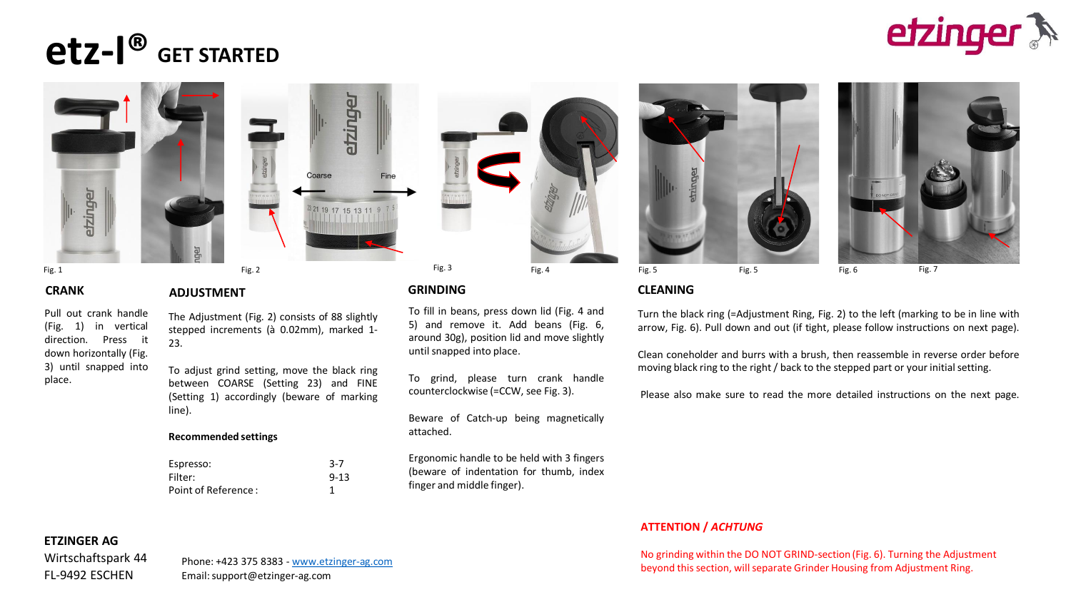# etz-I® GET STARTED

etzinger

Fig. 1 Fig. 2 Fig. 3 Fig. 4 Fig. 5 Fig. 5 Fig. 6 Fig. 7

## CRANK

Pull out crank handle (Fig. 1) in vertical direction. Press it down horizontally (Fig. 3) until snapped into place.

## ADJUSTMENT

The Adjustment (Fig. 2) consists of 88 slightly stepped increments (à 0.02mm), marked 1-23.

To adjust grind setting, move the black ring between COARSE (Setting 23) and FINE (Setting 1) accordingly (beware of marking line).

**Recommended settings**

| | |
|---|---|
| Espresso: | 3-7 |
| Filter: | 9-13 |
| Point of Reference : | 1 |

## GRINDING

To fill in beans, press down lid (Fig. 4 and 5) and remove it. Add beans (Fig. 6, around 30g), position lid and move slightly until snapped into place.

To grind, please turn crank handle counterclockwise (=CCW, see Fig. 3).

Beware of Catch-up being magnetically attached.

Ergonomic handle to be held with 3 fingers (beware of indentation for thumb, index finger and middle finger).

## CLEANING

Turn the black ring (=Adjustment Ring, Fig. 2) to the left (marking to be in line with arrow, Fig. 6). Pull down and out (if tight, please follow instructions on next page).

Clean coneholder and burrs with a brush, then reassemble in reverse order before moving black ring to the right / back to the stepped part or your initial setting.

Please also make sure to read the more detailed instructions on the next page.

**ATTENTION / *ACHTUNG***

No grinding within the DO NOT GRIND-section (Fig. 6). Turning the Adjustment beyond this section, will separate Grinder Housing from Adjustment Ring.

**ETZINGER AG**
Wirtschaftspark 44
FL-9492 ESCHEN

Phone: +423 375 8383 - www.etzinger-ag.com
Email: support@etzinger-ag.com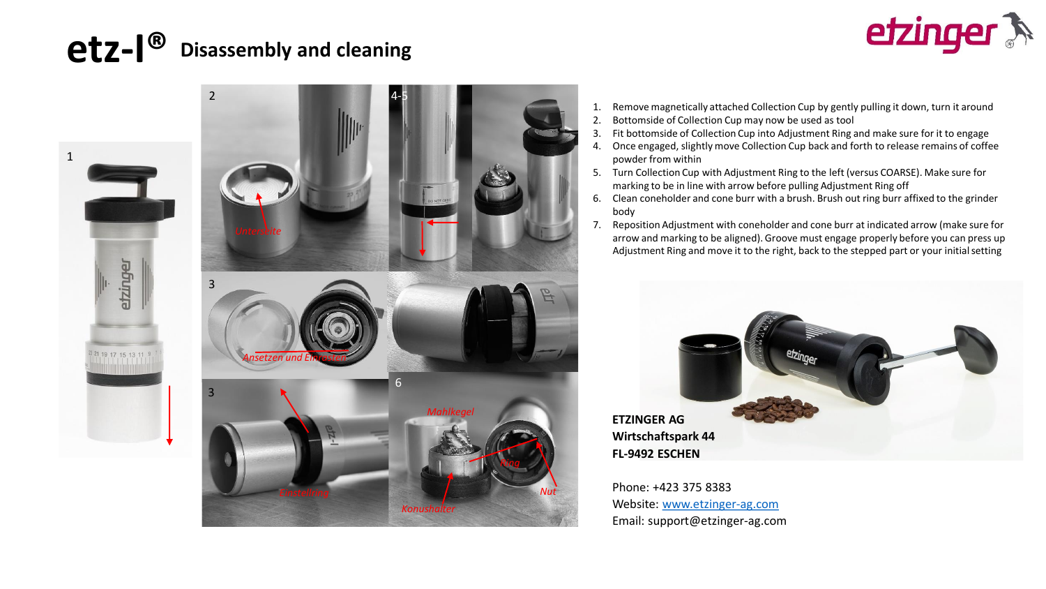# etz-I® Disassembly and cleaning

1. Remove magnetically attached Collection Cup by gently pulling it down, turn it around
2. Bottomside of Collection Cup may now be used as tool
3. Fit bottomside of Collection Cup into Adjustment Ring and make sure for it to engage
4. Once engaged, slightly move Collection Cup back and forth to release remains of coffee powder from within
5. Turn Collection Cup with Adjustment Ring to the left (versus COARSE). Make sure for marking to be in line with arrow before pulling Adjustment Ring off
6. Clean coneholder and cone burr with a brush. Brush out ring burr affixed to the grinder body
7. Reposition Adjustment with coneholder and cone burr at indicated arrow (make sure for arrow and marking to be aligned). Groove must engage properly before you can press up Adjustment Ring and move it to the right, back to the stepped part or your initial setting

**ETZINGER AG**
**Wirtschaftspark 44**
**FL-9492 ESCHEN**

Phone: +423 375 8383
Website: www.etzinger-ag.com
Email: support@etzinger-ag.com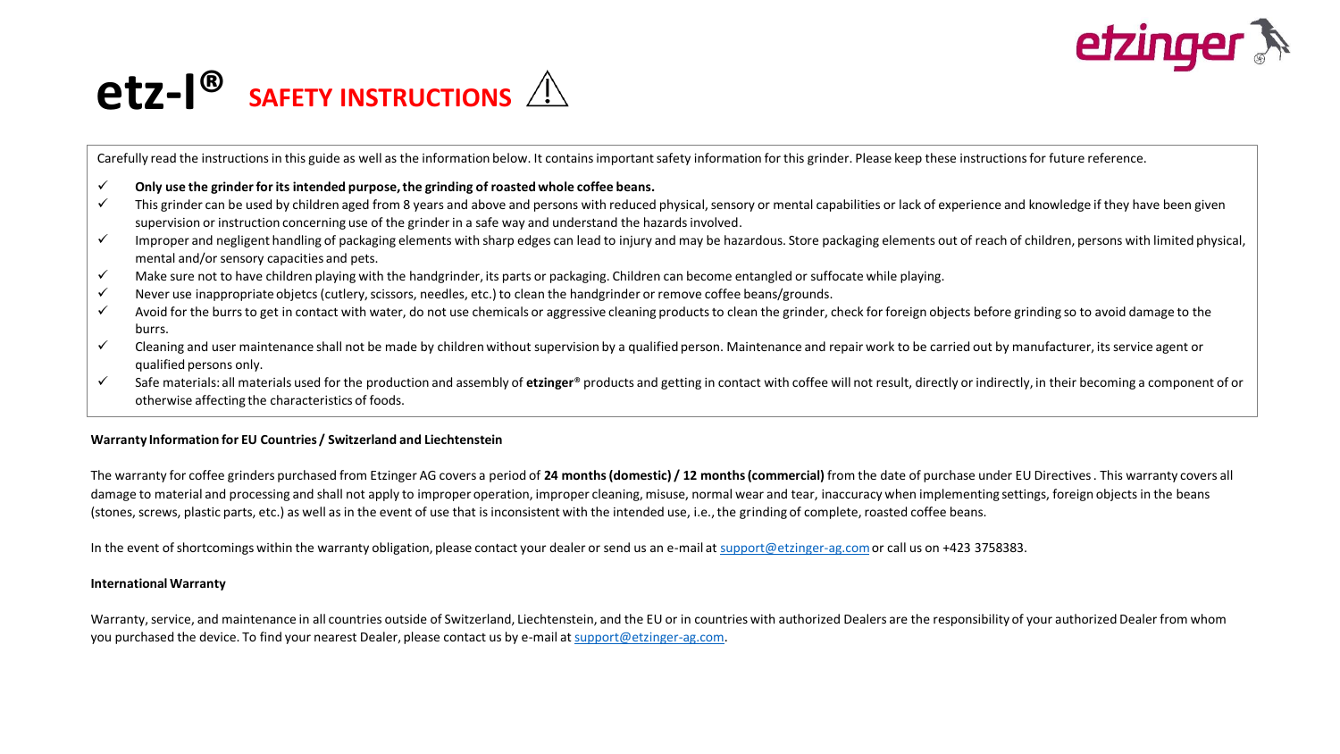# etz-I® SAFETY INSTRUCTIONS ⚠

Carefully read the instructions in this guide as well as the information below. It contains important safety information for this grinder. Please keep these instructions for future reference.

- ✓ **Only use the grinder for its intended purpose, the grinding of roasted whole coffee beans.**
- ✓ This grinder can be used by children aged from 8 years and above and persons with reduced physical, sensory or mental capabilities or lack of experience and knowledge if they have been given supervision or instruction concerning use of the grinder in a safe way and understand the hazards involved.
- ✓ Improper and negligent handling of packaging elements with sharp edges can lead to injury and may be hazardous. Store packaging elements out of reach of children, persons with limited physical, mental and/or sensory capacities and pets.
- ✓ Make sure not to have children playing with the handgrinder, its parts or packaging. Children can become entangled or suffocate while playing.
- ✓ Never use inappropriate objetcs (cutlery, scissors, needles, etc.) to clean the handgrinder or remove coffee beans/grounds.
- ✓ Avoid for the burrs to get in contact with water, do not use chemicals or aggressive cleaning products to clean the grinder, check for foreign objects before grinding so to avoid damage to the burrs.
- ✓ Cleaning and user maintenance shall not be made by children without supervision by a qualified person. Maintenance and repair work to be carried out by manufacturer, its service agent or qualified persons only.
- ✓ Safe materials: all materials used for the production and assembly of **etzinger**® products and getting in contact with coffee will not result, directly or indirectly, in their becoming a component of or otherwise affecting the characteristics of foods.

**Warranty Information for EU Countries / Switzerland and Liechtenstein**

The warranty for coffee grinders purchased from Etzinger AG covers a period of **24 months (domestic) / 12 months (commercial)** from the date of purchase under EU Directives . This warranty covers all damage to material and processing and shall not apply to improper operation, improper cleaning, misuse, normal wear and tear, inaccuracy when implementing settings, foreign objects in the beans (stones, screws, plastic parts, etc.) as well as in the event of use that is inconsistent with the intended use, i.e., the grinding of complete, roasted coffee beans.

In the event of shortcomings within the warranty obligation, please contact your dealer or send us an e-mail at support@etzinger-ag.com or call us on +423 3758383.

**International Warranty**

Warranty, service, and maintenance in all countries outside of Switzerland, Liechtenstein, and the EU or in countries with authorized Dealers are the responsibility of your authorized Dealer from whom you purchased the device. To find your nearest Dealer, please contact us by e-mail at support@etzinger-ag.com.